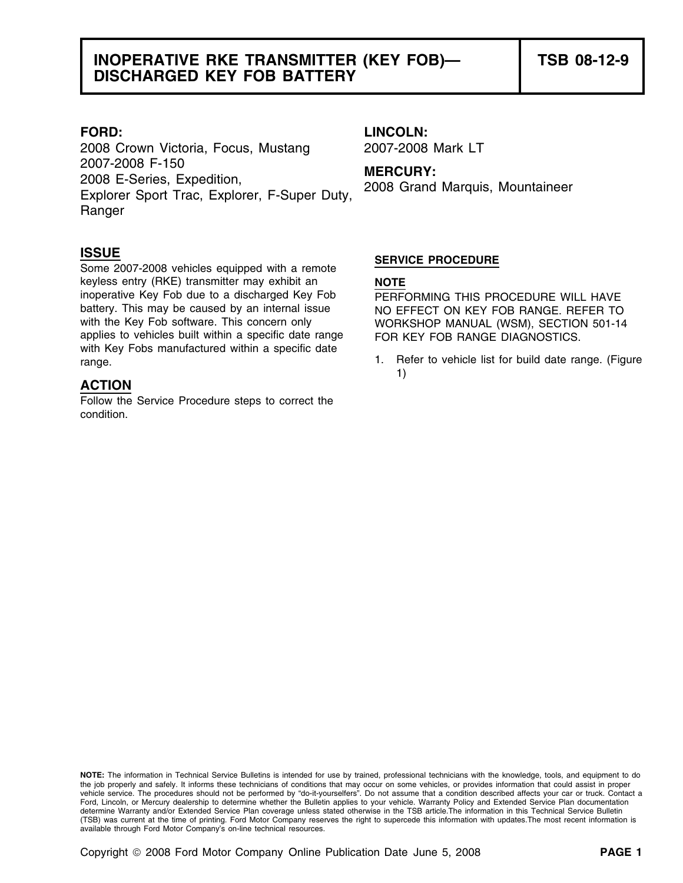# INOPERATIVE RKE TRANSMITTER (KEY FOB)—DISCHARGED KEY FOB BATTERY

**TSB 08-12-9**

**FORD:**
2008 Crown Victoria, Focus, Mustang
2007-2008 F-150
2008 E-Series, Expedition, Explorer Sport Trac, Explorer, F-Super Duty, Ranger

**LINCOLN:**
2007-2008 Mark LT

**MERCURY:**
2008 Grand Marquis, Mountaineer

## ISSUE

Some 2007-2008 vehicles equipped with a remote keyless entry (RKE) transmitter may exhibit an inoperative Key Fob due to a discharged Key Fob battery. This may be caused by an internal issue with the Key Fob software. This concern only applies to vehicles built within a specific date range with Key Fobs manufactured within a specific date range.

## ACTION

Follow the Service Procedure steps to correct the condition.

### SERVICE PROCEDURE

**NOTE**

PERFORMING THIS PROCEDURE WILL HAVE NO EFFECT ON KEY FOB RANGE. REFER TO WORKSHOP MANUAL (WSM), SECTION 501-14 FOR KEY FOB RANGE DIAGNOSTICS.

1. Refer to vehicle list for build date range. (Figure 1)

**NOTE:** The information in Technical Service Bulletins is intended for use by trained, professional technicians with the knowledge, tools, and equipment to do the job properly and safely. It informs these technicians of conditions that may occur on some vehicles, or provides information that could assist in proper vehicle service. The procedures should not be performed by "do-it-yourselfers". Do not assume that a condition described affects your car or truck. Contact a Ford, Lincoln, or Mercury dealership to determine whether the Bulletin applies to your vehicle. Warranty Policy and Extended Service Plan documentation determine Warranty and/or Extended Service Plan coverage unless stated otherwise in the TSB article.The information in this Technical Service Bulletin (TSB) was current at the time of printing. Ford Motor Company reserves the right to supercede this information with updates.The most recent information is available through Ford Motor Company's on-line technical resources.

Copyright © 2008 Ford Motor Company Online Publication Date June 5, 2008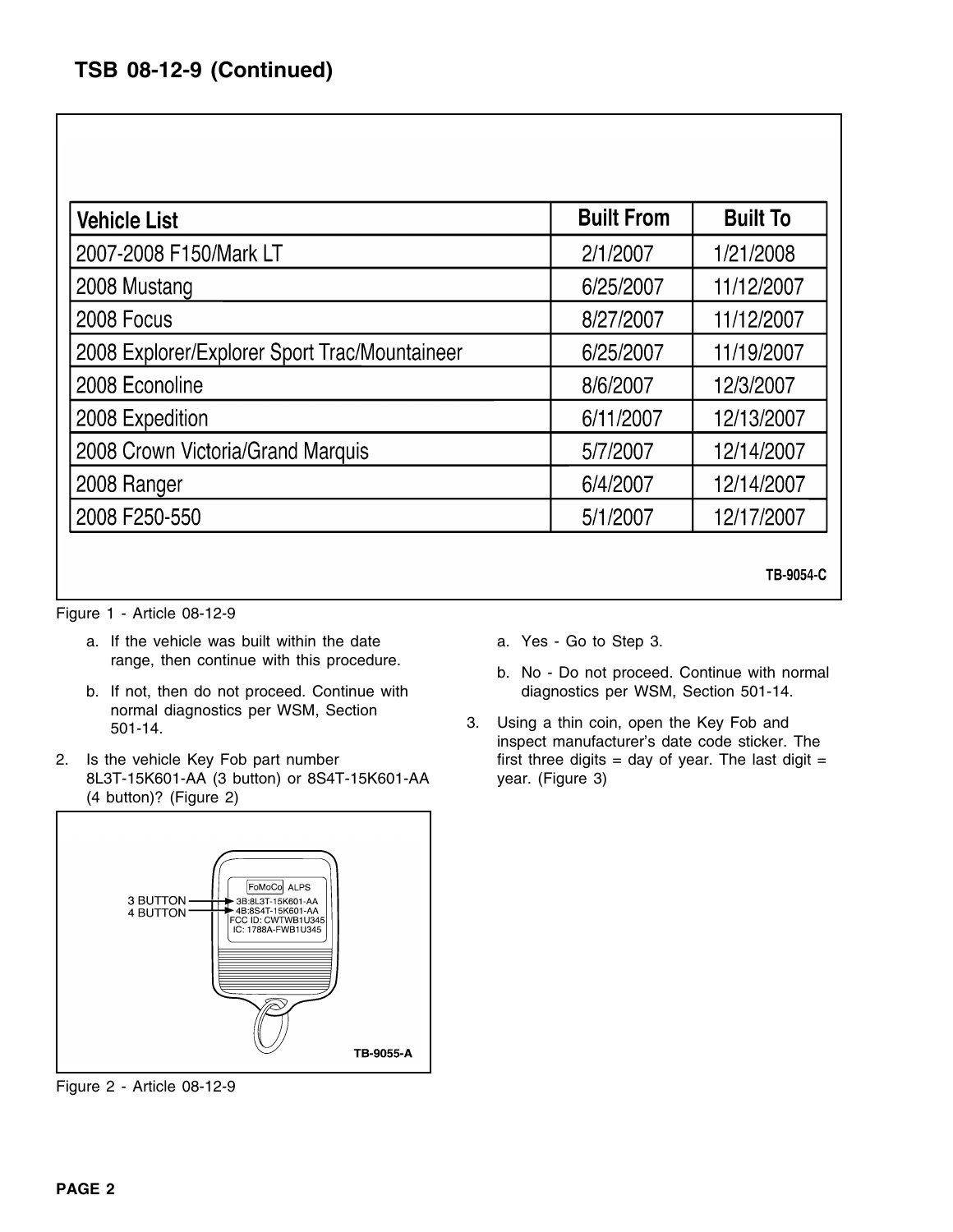# TSB 08-12-9 (Continued)

| Vehicle List | Built From | Built To |
|---|---|---|
| 2007-2008 F150/Mark LT | 2/1/2007 | 1/21/2008 |
| 2008 Mustang | 6/25/2007 | 11/12/2007 |
| 2008 Focus | 8/27/2007 | 11/12/2007 |
| 2008 Explorer/Explorer Sport Trac/Mountaineer | 6/25/2007 | 11/19/2007 |
| 2008 Econoline | 8/6/2007 | 12/3/2007 |
| 2008 Expedition | 6/11/2007 | 12/13/2007 |
| 2008 Crown Victoria/Grand Marquis | 5/7/2007 | 12/14/2007 |
| 2008 Ranger | 6/4/2007 | 12/14/2007 |
| 2008 F250-550 | 5/1/2007 | 12/17/2007 |

TB-9054-C

Figure 1 - Article 08-12-9

a. If the vehicle was built within the date range, then continue with this procedure.

b. If not, then do not proceed. Continue with normal diagnostics per WSM, Section 501-14.

2. Is the vehicle Key Fob part number 8L3T-15K601-AA (3 button) or 8S4T-15K601-AA (4 button)? (Figure 2)

3 BUTTON → 3B:8L3T-15K601-AA
4 BUTTON → 4B:8S4T-15K601-AA
FoMoCo ALPS
FCC ID: CWTWB1U345
IC: 1788A-FWB1U345

TB-9055-A

Figure 2 - Article 08-12-9

a. Yes - Go to Step 3.

b. No - Do not proceed. Continue with normal diagnostics per WSM, Section 501-14.

3. Using a thin coin, open the Key Fob and inspect manufacturer's date code sticker. The first three digits = day of year. The last digit = year. (Figure 3)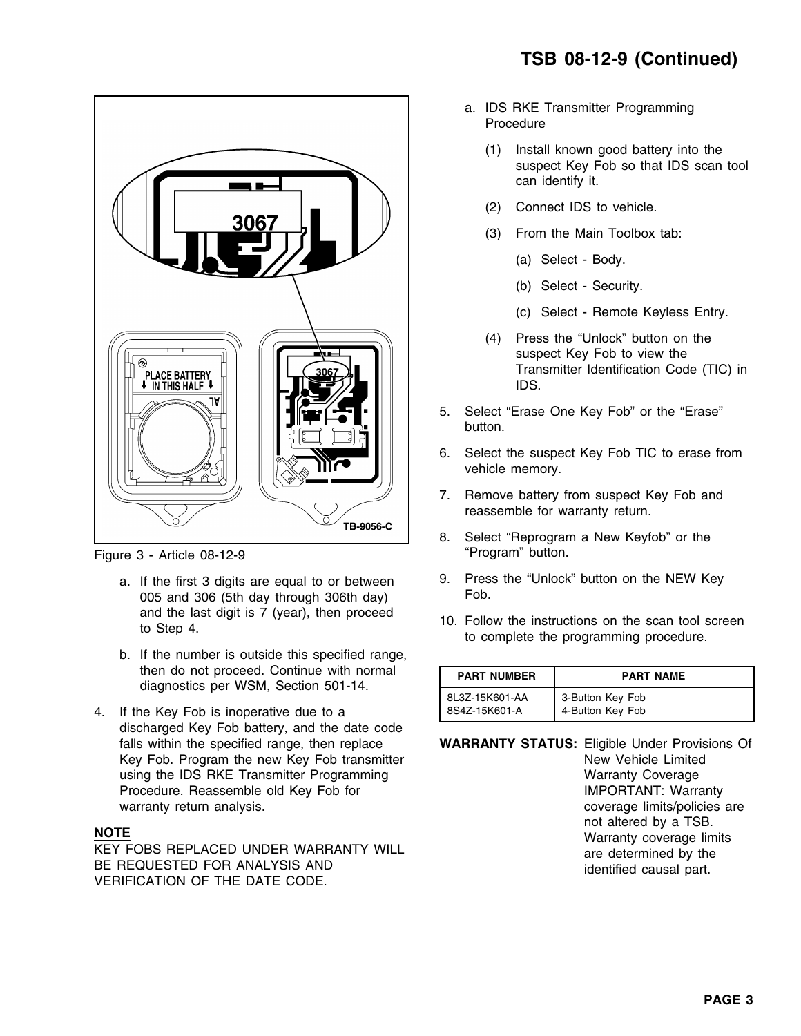# TSB 08-12-9 (Continued)

Figure 3 - Article 08-12-9

a. If the first 3 digits are equal to or between 005 and 306 (5th day through 306th day) and the last digit is 7 (year), then proceed to Step 4.

b. If the number is outside this specified range, then do not proceed. Continue with normal diagnostics per WSM, Section 501-14.

4. If the Key Fob is inoperative due to a discharged Key Fob battery, and the date code falls within the specified range, then replace Key Fob. Program the new Key Fob transmitter using the IDS RKE Transmitter Programming Procedure. Reassemble old Key Fob for warranty return analysis.

**NOTE**

KEY FOBS REPLACED UNDER WARRANTY WILL BE REQUESTED FOR ANALYSIS AND VERIFICATION OF THE DATE CODE.

a. IDS RKE Transmitter Programming Procedure

(1) Install known good battery into the suspect Key Fob so that IDS scan tool can identify it.

(2) Connect IDS to vehicle.

(3) From the Main Toolbox tab:

(a) Select - Body.

(b) Select - Security.

(c) Select - Remote Keyless Entry.

(4) Press the "Unlock" button on the suspect Key Fob to view the Transmitter Identification Code (TIC) in IDS.

5. Select "Erase One Key Fob" or the "Erase" button.

6. Select the suspect Key Fob TIC to erase from vehicle memory.

7. Remove battery from suspect Key Fob and reassemble for warranty return.

8. Select "Reprogram a New Keyfob" or the "Program" button.

9. Press the "Unlock" button on the NEW Key Fob.

10. Follow the instructions on the scan tool screen to complete the programming procedure.

| PART NUMBER | PART NAME |
|---|---|
| 8L3Z-15K601-AA | 3-Button Key Fob |
| 8S4Z-15K601-A | 4-Button Key Fob |

**WARRANTY STATUS:** Eligible Under Provisions Of New Vehicle Limited Warranty Coverage IMPORTANT: Warranty coverage limits/policies are not altered by a TSB. Warranty coverage limits are determined by the identified causal part.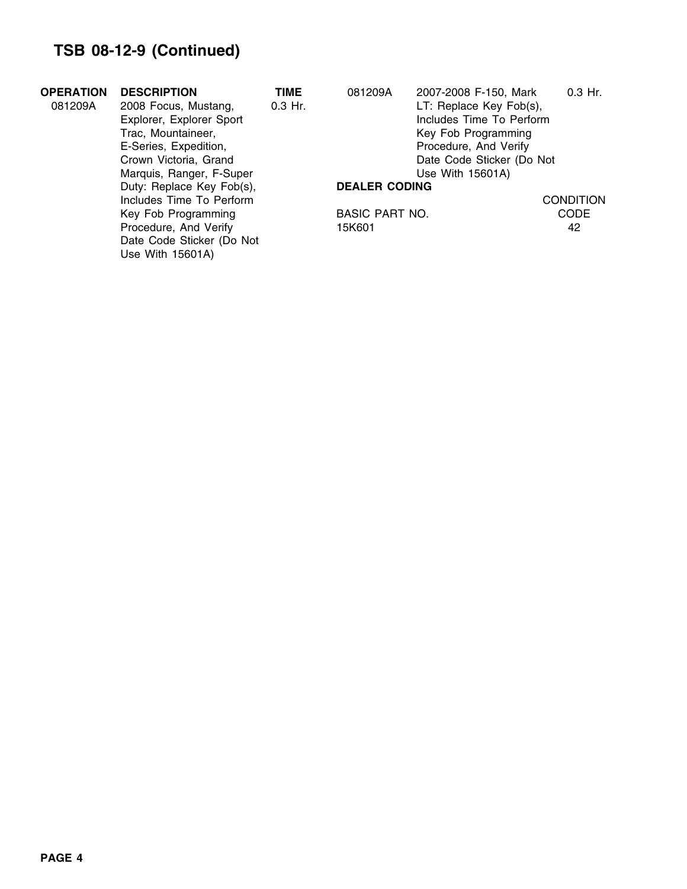# TSB 08-12-9 (Continued)

| OPERATION | DESCRIPTION | TIME |
|---|---|---|
| 081209A | 2008 Focus, Mustang, Explorer, Explorer Sport Trac, Mountaineer, E-Series, Expedition, Crown Victoria, Grand Marquis, Ranger, F-Super Duty: Replace Key Fob(s), Includes Time To Perform Key Fob Programming Procedure, And Verify Date Code Sticker (Do Not Use With 15601A) | 0.3 Hr. |
| 081209A | 2007-2008 F-150, Mark LT: Replace Key Fob(s), Includes Time To Perform Key Fob Programming Procedure, And Verify Date Code Sticker (Do Not Use With 15601A) | 0.3 Hr. |

**DEALER CODING**

| BASIC PART NO. | CONDITION CODE |
|---|---|
| 15K601 | 42 |